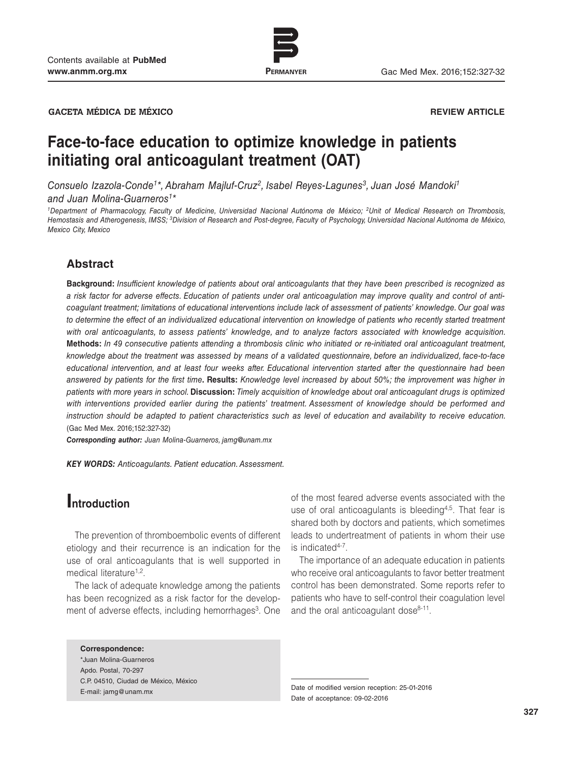GACETA MÉDICA DE MÉXICO

REVIEW ARTICLE

# Face-to-face education to optimize knowledge in patients initiating oral anticoagulant treatment (OAT)

*Consuelo Izazola-Conde[1]\*, Abraham Majluf-Cruz[2], Isabel Reyes-Lagunes[3], Juan José Mandoki[1] and Juan Molina-Guarneros[1]\**

*[1]Department of Pharmacology, Faculty of Medicine, Universidad Nacional Autónoma de México; [2]Unit of Medical Research on Thrombosis, Hemostasis and Atherogenesis, IMSS; [3]Division of Research and Post-degree, Faculty of Psychology, Universidad Nacional Autónoma de México, Mexico City, Mexico*

## Abstract

**Background:** *Insufficient knowledge of patients about oral anticoagulants that they have been prescribed is recognized as a risk factor for adverse effects. Education of patients under oral anticoagulation may improve quality and control of anticoagulant treatment; limitations of educational interventions include lack of assessment of patients' knowledge. Our goal was to determine the effect of an individualized educational intervention on knowledge of patients who recently started treatment with oral anticoagulants, to assess patients' knowledge, and to analyze factors associated with knowledge acquisition.* **Methods:** *In 49 consecutive patients attending a thrombosis clinic who initiated or re-initiated oral anticoagulant treatment, knowledge about the treatment was assessed by means of a validated questionnaire, before an individualized, face-to-face educational intervention, and at least four weeks after. Educational intervention started after the questionnaire had been answered by patients for the first time*. **Results:** *Knowledge level increased by about 50%; the improvement was higher in patients with more years in school.* **Discussion:** *Timely acquisition of knowledge about oral anticoagulant drugs is optimized with interventions provided earlier during the patients' treatment. Assessment of knowledge should be performed and instruction should be adapted to patient characteristics such as level of education and availability to receive education.* (Gac Med Mex. 2016;152:327-32)

***Corresponding author:*** *Juan Molina-Guarneros, jamg@unam.mx*

***KEY WORDS:*** *Anticoagulants. Patient education. Assessment.*

## Introduction

The prevention of thromboembolic events of different etiology and their recurrence is an indication for the use of oral anticoagulants that is well supported in medical literature[1,2].

The lack of adequate knowledge among the patients has been recognized as a risk factor for the development of adverse effects, including hemorrhages[3]. One of the most feared adverse events associated with the use of oral anticoagulants is bleeding[4,5]. That fear is shared both by doctors and patients, which sometimes leads to undertreatment of patients in whom their use is indicated[4-7].

The importance of an adequate education in patients who receive oral anticoagulants to favor better treatment control has been demonstrated. Some reports refer to patients who have to self-control their coagulation level and the oral anticoagulant dose[8-11].

**Correspondence:**
\*Juan Molina-Guarneros
Apdo. Postal, 70-297
C.P. 04510, Ciudad de México, México
E-mail: jamg@unam.mx

Date of modified version reception: 25-01-2016
Date of acceptance: 09-02-2016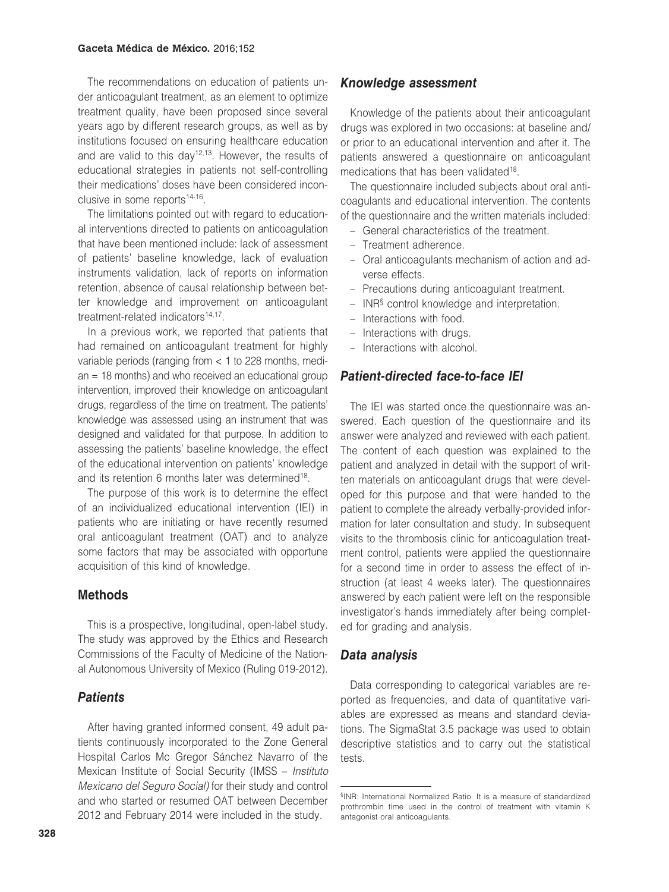The recommendations on education of patients under anticoagulant treatment, as an element to optimize treatment quality, have been proposed since several years ago by different research groups, as well as by institutions focused on ensuring healthcare education and are valid to this day[12,13]. However, the results of educational strategies in patients not self-controlling their medications' doses have been considered inconclusive in some reports[14-16].

The limitations pointed out with regard to educational interventions directed to patients on anticoagulation that have been mentioned include: lack of assessment of patients' baseline knowledge, lack of evaluation instruments validation, lack of reports on information retention, absence of causal relationship between better knowledge and improvement on anticoagulant treatment-related indicators[14,17].

In a previous work, we reported that patients that had remained on anticoagulant treatment for highly variable periods (ranging from < 1 to 228 months, median = 18 months) and who received an educational group intervention, improved their knowledge on anticoagulant drugs, regardless of the time on treatment. The patients' knowledge was assessed using an instrument that was designed and validated for that purpose. In addition to assessing the patients' baseline knowledge, the effect of the educational intervention on patients' knowledge and its retention 6 months later was determined[18].

The purpose of this work is to determine the effect of an individualized educational intervention (IEI) in patients who are initiating or have recently resumed oral anticoagulant treatment (OAT) and to analyze some factors that may be associated with opportune acquisition of this kind of knowledge.

## Methods

This is a prospective, longitudinal, open-label study. The study was approved by the Ethics and Research Commissions of the Faculty of Medicine of the National Autonomous University of Mexico (Ruling 019-2012).

### *Patients*

After having granted informed consent, 49 adult patients continuously incorporated to the Zone General Hospital Carlos Mc Gregor Sánchez Navarro of the Mexican Institute of Social Security (IMSS – *Instituto Mexicano del Seguro Social)* for their study and control and who started or resumed OAT between December 2012 and February 2014 were included in the study.

### *Knowledge assessment*

Knowledge of the patients about their anticoagulant drugs was explored in two occasions: at baseline and/or prior to an educational intervention and after it. The patients answered a questionnaire on anticoagulant medications that has been validated[18].

The questionnaire included subjects about oral anticoagulants and educational intervention. The contents of the questionnaire and the written materials included:

- General characteristics of the treatment.
- Treatment adherence.
- Oral anticoagulants mechanism of action and adverse effects.
- Precautions during anticoagulant treatment.
- INR[§] control knowledge and interpretation.
- Interactions with food.
- Interactions with drugs.
- Interactions with alcohol.

### *Patient-directed face-to-face IEI*

The IEI was started once the questionnaire was answered. Each question of the questionnaire and its answer were analyzed and reviewed with each patient. The content of each question was explained to the patient and analyzed in detail with the support of written materials on anticoagulant drugs that were developed for this purpose and that were handed to the patient to complete the already verbally-provided information for later consultation and study. In subsequent visits to the thrombosis clinic for anticoagulation treatment control, patients were applied the questionnaire for a second time in order to assess the effect of instruction (at least 4 weeks later). The questionnaires answered by each patient were left on the responsible investigator's hands immediately after being completed for grading and analysis.

### *Data analysis*

Data corresponding to categorical variables are reported as frequencies, and data of quantitative variables are expressed as means and standard deviations. The SigmaStat 3.5 package was used to obtain descriptive statistics and to carry out the statistical tests.

[§]INR: International Normalized Ratio. It is a measure of standardized prothrombin time used in the control of treatment with vitamin K antagonist oral anticoagulants.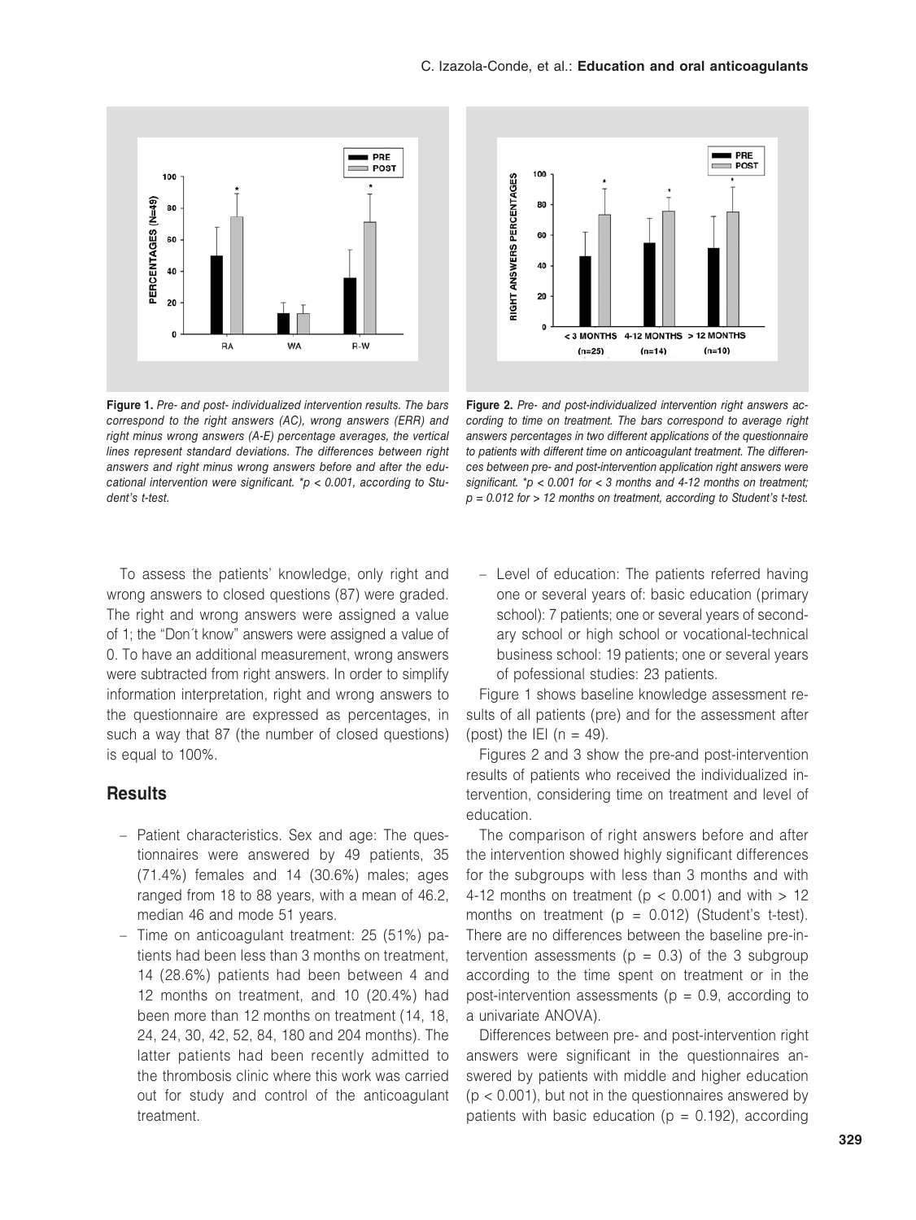**Figure 1.** *Pre- and post- individualized intervention results. The bars correspond to the right answers (AC), wrong answers (ERR) and right minus wrong answers (A-E) percentage averages, the vertical lines represent standard deviations. The differences between right answers and right minus wrong answers before and after the educational intervention were significant. *p < 0.001, according to Student's t-test.*

**Figure 2.** *Pre- and post-individualized intervention right answers according to time on treatment. The bars correspond to average right answers percentages in two different applications of the questionnaire to patients with different time on anticoagulant treatment. The differences between pre- and post-intervention application right answers were significant. *p < 0.001 for < 3 months and 4-12 months on treatment; p = 0.012 for > 12 months on treatment, according to Student's t-test.*

To assess the patients' knowledge, only right and wrong answers to closed questions (87) were graded. The right and wrong answers were assigned a value of 1; the "Don´t know" answers were assigned a value of 0. To have an additional measurement, wrong answers were subtracted from right answers. In order to simplify information interpretation, right and wrong answers to the questionnaire are expressed as percentages, in such a way that 87 (the number of closed questions) is equal to 100%.

## Results

- Patient characteristics. Sex and age: The questionnaires were answered by 49 patients, 35 (71.4%) females and 14 (30.6%) males; ages ranged from 18 to 88 years, with a mean of 46.2, median 46 and mode 51 years.
- Time on anticoagulant treatment: 25 (51%) patients had been less than 3 months on treatment, 14 (28.6%) patients had been between 4 and 12 months on treatment, and 10 (20.4%) had been more than 12 months on treatment (14, 18, 24, 24, 30, 42, 52, 84, 180 and 204 months). The latter patients had been recently admitted to the thrombosis clinic where this work was carried out for study and control of the anticoagulant treatment.
- Level of education: The patients referred having one or several years of: basic education (primary school): 7 patients; one or several years of secondary school or high school or vocational-technical business school: 19 patients; one or several years of pofessional studies: 23 patients.

Figure 1 shows baseline knowledge assessment results of all patients (pre) and for the assessment after (post) the IEI (n = 49).

Figures 2 and 3 show the pre-and post-intervention results of patients who received the individualized intervention, considering time on treatment and level of education.

The comparison of right answers before and after the intervention showed highly significant differences for the subgroups with less than 3 months and with 4-12 months on treatment ($p < 0.001$) and with > 12 months on treatment ($p = 0.012$) (Student's t-test). There are no differences between the baseline pre-intervention assessments ($p = 0.3$) of the 3 subgroup according to the time spent on treatment or in the post-intervention assessments ($p = 0.9$, according to a univariate ANOVA).

Differences between pre- and post-intervention right answers were significant in the questionnaires answered by patients with middle and higher education ($p < 0.001$), but not in the questionnaires answered by patients with basic education ($p = 0.192$), according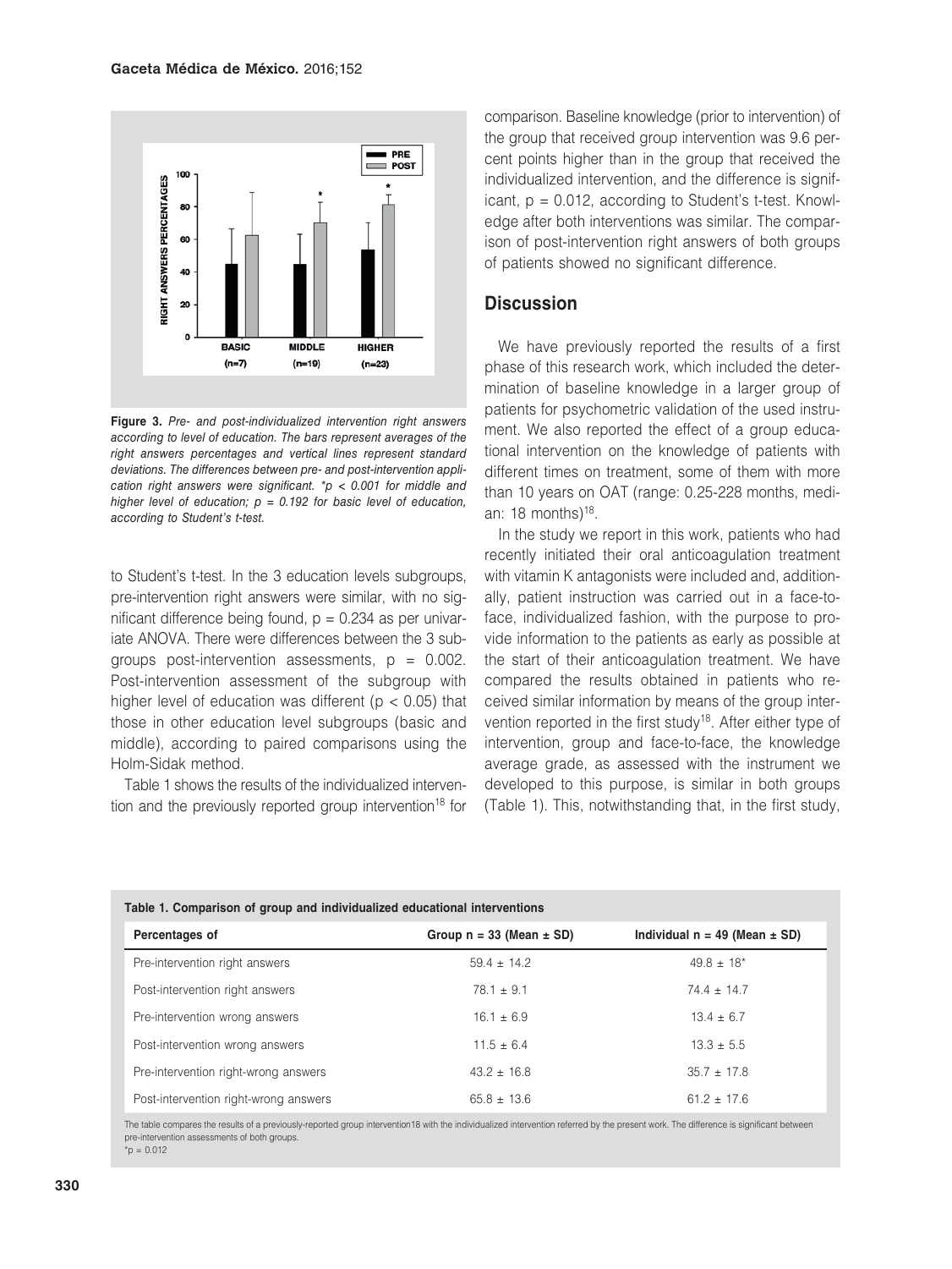Figure 3. *Pre- and post-individualized intervention right answers according to level of education. The bars represent averages of the right answers percentages and vertical lines represent standard deviations. The differences between pre- and post-intervention application right answers were significant. *p < 0.001 for middle and higher level of education; p = 0.192 for basic level of education, according to Student's t-test.*

to Student's t-test. In the 3 education levels subgroups, pre-intervention right answers were similar, with no significant difference being found, $p = 0.234$ as per univariate ANOVA. There were differences between the 3 subgroups post-intervention assessments, $p = 0.002$. Post-intervention assessment of the subgroup with higher level of education was different ($p < 0.05$) that those in other education level subgroups (basic and middle), according to paired comparisons using the Holm-Sidak method.

Table 1 shows the results of the individualized intervention and the previously reported group intervention[18] for comparison. Baseline knowledge (prior to intervention) of the group that received group intervention was 9.6 percent points higher than in the group that received the individualized intervention, and the difference is significant, $p = 0.012$, according to Student's t-test. Knowledge after both interventions was similar. The comparison of post-intervention right answers of both groups of patients showed no significant difference.

## Discussion

We have previously reported the results of a first phase of this research work, which included the determination of baseline knowledge in a larger group of patients for psychometric validation of the used instrument. We also reported the effect of a group educational intervention on the knowledge of patients with different times on treatment, some of them with more than 10 years on OAT (range: 0.25-228 months, median: 18 months)[18].

In the study we report in this work, patients who had recently initiated their oral anticoagulation treatment with vitamin K antagonists were included and, additionally, patient instruction was carried out in a face-to-face, individualized fashion, with the purpose to provide information to the patients as early as possible at the start of their anticoagulation treatment. We have compared the results obtained in patients who received similar information by means of the group intervention reported in the first study[18]. After either type of intervention, group and face-to-face, the knowledge average grade, as assessed with the instrument we developed to this purpose, is similar in both groups (Table 1). This, notwithstanding that, in the first study,

**Table 1. Comparison of group and individualized educational interventions**

| Percentages of | Group n = 33 (Mean ± SD) | Individual n = 49 (Mean ± SD) |
|---|---|---|
| Pre-intervention right answers | 59.4 ± 14.2 | 49.8 ± 18* |
| Post-intervention right answers | 78.1 ± 9.1 | 74.4 ± 14.7 |
| Pre-intervention wrong answers | 16.1 ± 6.9 | 13.4 ± 6.7 |
| Post-intervention wrong answers | 11.5 ± 6.4 | 13.3 ± 5.5 |
| Pre-intervention right-wrong answers | 43.2 ± 16.8 | 35.7 ± 17.8 |
| Post-intervention right-wrong answers | 65.8 ± 13.6 | 61.2 ± 17.6 |

The table compares the results of a previously-reported group intervention18 with the individualized intervention referred by the present work. The difference is significant between pre-intervention assessments of both groups.
*p = 0.012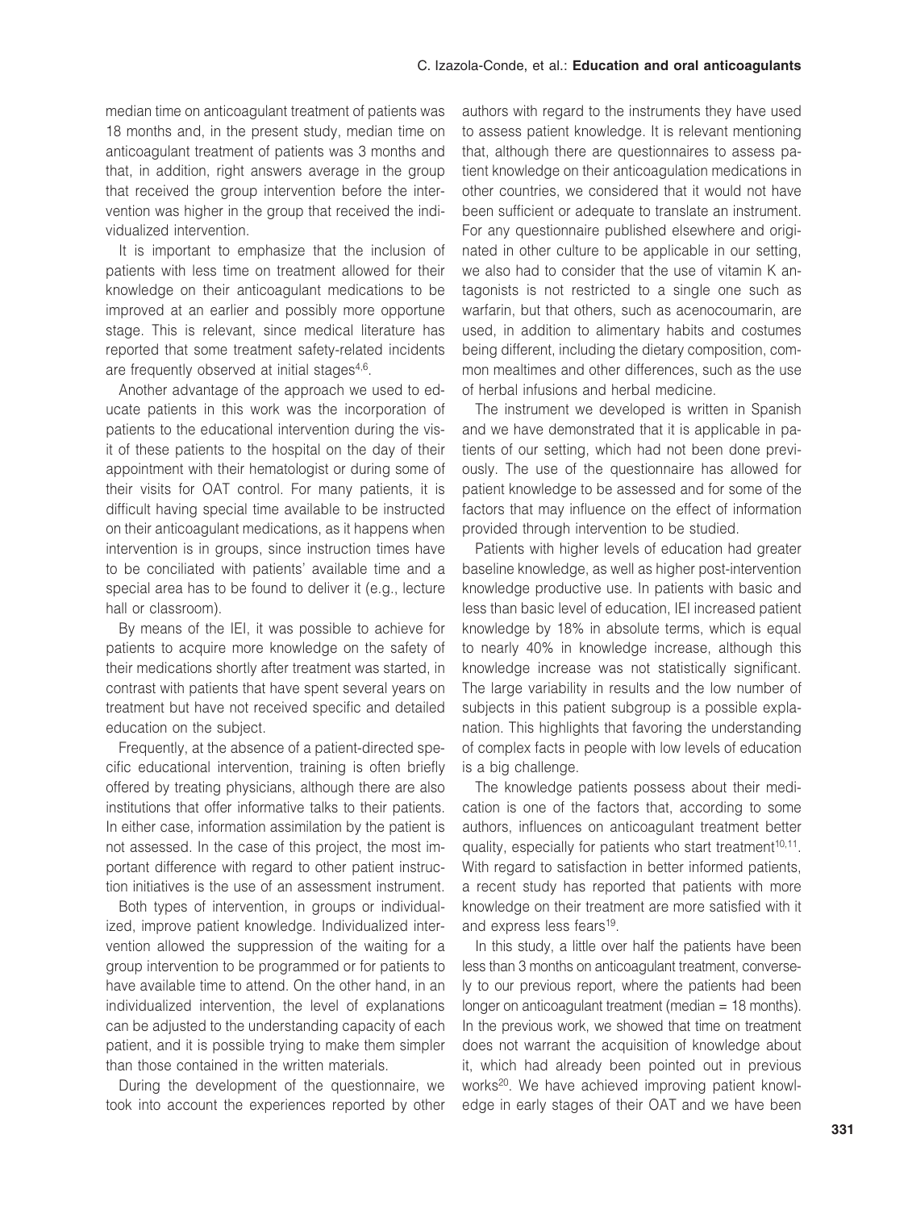median time on anticoagulant treatment of patients was 18 months and, in the present study, median time on anticoagulant treatment of patients was 3 months and that, in addition, right answers average in the group that received the group intervention before the intervention was higher in the group that received the individualized intervention.

It is important to emphasize that the inclusion of patients with less time on treatment allowed for their knowledge on their anticoagulant medications to be improved at an earlier and possibly more opportune stage. This is relevant, since medical literature has reported that some treatment safety-related incidents are frequently observed at initial stages[4,6].

Another advantage of the approach we used to educate patients in this work was the incorporation of patients to the educational intervention during the visit of these patients to the hospital on the day of their appointment with their hematologist or during some of their visits for OAT control. For many patients, it is difficult having special time available to be instructed on their anticoagulant medications, as it happens when intervention is in groups, since instruction times have to be conciliated with patients' available time and a special area has to be found to deliver it (e.g., lecture hall or classroom).

By means of the IEI, it was possible to achieve for patients to acquire more knowledge on the safety of their medications shortly after treatment was started, in contrast with patients that have spent several years on treatment but have not received specific and detailed education on the subject.

Frequently, at the absence of a patient-directed specific educational intervention, training is often briefly offered by treating physicians, although there are also institutions that offer informative talks to their patients. In either case, information assimilation by the patient is not assessed. In the case of this project, the most important difference with regard to other patient instruction initiatives is the use of an assessment instrument.

Both types of intervention, in groups or individualized, improve patient knowledge. Individualized intervention allowed the suppression of the waiting for a group intervention to be programmed or for patients to have available time to attend. On the other hand, in an individualized intervention, the level of explanations can be adjusted to the understanding capacity of each patient, and it is possible trying to make them simpler than those contained in the written materials.

During the development of the questionnaire, we took into account the experiences reported by other authors with regard to the instruments they have used to assess patient knowledge. It is relevant mentioning that, although there are questionnaires to assess patient knowledge on their anticoagulation medications in other countries, we considered that it would not have been sufficient or adequate to translate an instrument. For any questionnaire published elsewhere and originated in other culture to be applicable in our setting, we also had to consider that the use of vitamin K antagonists is not restricted to a single one such as warfarin, but that others, such as acenocoumarin, are used, in addition to alimentary habits and costumes being different, including the dietary composition, common mealtimes and other differences, such as the use of herbal infusions and herbal medicine.

The instrument we developed is written in Spanish and we have demonstrated that it is applicable in patients of our setting, which had not been done previously. The use of the questionnaire has allowed for patient knowledge to be assessed and for some of the factors that may influence on the effect of information provided through intervention to be studied.

Patients with higher levels of education had greater baseline knowledge, as well as higher post-intervention knowledge productive use. In patients with basic and less than basic level of education, IEI increased patient knowledge by 18% in absolute terms, which is equal to nearly 40% in knowledge increase, although this knowledge increase was not statistically significant. The large variability in results and the low number of subjects in this patient subgroup is a possible explanation. This highlights that favoring the understanding of complex facts in people with low levels of education is a big challenge.

The knowledge patients possess about their medication is one of the factors that, according to some authors, influences on anticoagulant treatment better quality, especially for patients who start treatment[10,11]. With regard to satisfaction in better informed patients, a recent study has reported that patients with more knowledge on their treatment are more satisfied with it and express less fears[19].

In this study, a little over half the patients have been less than 3 months on anticoagulant treatment, conversely to our previous report, where the patients had been longer on anticoagulant treatment (median = 18 months). In the previous work, we showed that time on treatment does not warrant the acquisition of knowledge about it, which had already been pointed out in previous works[20]. We have achieved improving patient knowledge in early stages of their OAT and we have been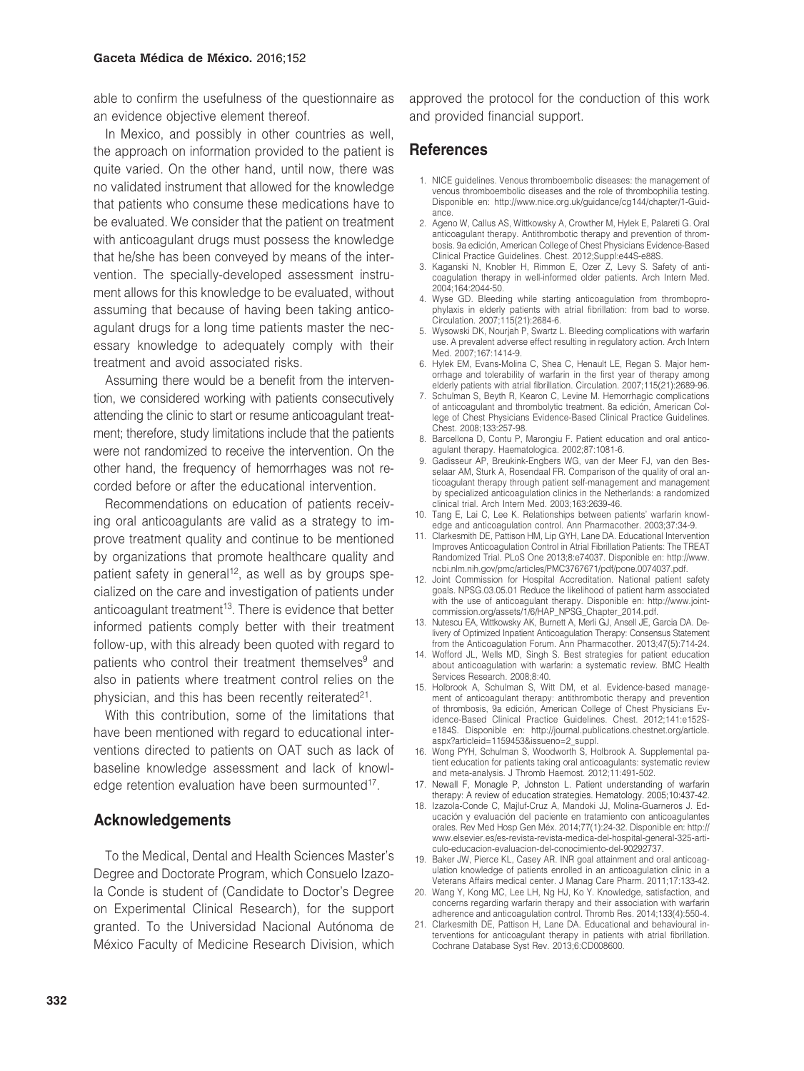able to confirm the usefulness of the questionnaire as an evidence objective element thereof.

In Mexico, and possibly in other countries as well, the approach on information provided to the patient is quite varied. On the other hand, until now, there was no validated instrument that allowed for the knowledge that patients who consume these medications have to be evaluated. We consider that the patient on treatment with anticoagulant drugs must possess the knowledge that he/she has been conveyed by means of the intervention. The specially-developed assessment instrument allows for this knowledge to be evaluated, without assuming that because of having been taking anticoagulant drugs for a long time patients master the necessary knowledge to adequately comply with their treatment and avoid associated risks.

Assuming there would be a benefit from the intervention, we considered working with patients consecutively attending the clinic to start or resume anticoagulant treatment; therefore, study limitations include that the patients were not randomized to receive the intervention. On the other hand, the frequency of hemorrhages was not recorded before or after the educational intervention.

Recommendations on education of patients receiving oral anticoagulants are valid as a strategy to improve treatment quality and continue to be mentioned by organizations that promote healthcare quality and patient safety in general[12], as well as by groups specialized on the care and investigation of patients under anticoagulant treatment[13]. There is evidence that better informed patients comply better with their treatment follow-up, with this already been quoted with regard to patients who control their treatment themselves[9] and also in patients where treatment control relies on the physician, and this has been recently reiterated[21].

With this contribution, some of the limitations that have been mentioned with regard to educational interventions directed to patients on OAT such as lack of baseline knowledge assessment and lack of knowledge retention evaluation have been surmounted[17].

## Acknowledgements

To the Medical, Dental and Health Sciences Master's Degree and Doctorate Program, which Consuelo Izazola Conde is student of (Candidate to Doctor's Degree on Experimental Clinical Research), for the support granted. To the Universidad Nacional Autónoma de México Faculty of Medicine Research Division, which approved the protocol for the conduction of this work and provided financial support.

## References

1. NICE guidelines. Venous thromboembolic diseases: the management of venous thromboembolic diseases and the role of thrombophilia testing. Disponible en: http://www.nice.org.uk/guidance/cg144/chapter/1-Guidance.
2. Ageno W, Callus AS, Wittkowsky A, Crowther M, Hylek E, Palareti G. Oral anticoagulant therapy. Antithrombotic therapy and prevention of thrombosis. 9a edición, American College of Chest Physicians Evidence-Based Clinical Practice Guidelines. Chest. 2012;Suppl:e44S-e88S.
3. Kaganski N, Knobler H, Rimmon E, Ozer Z, Levy S. Safety of anticoagulation therapy in well-informed older patients. Arch Intern Med. 2004;164:2044-50.
4. Wyse GD. Bleeding while starting anticoagulation from thromboprophylaxis in elderly patients with atrial fibrillation: from bad to worse. Circulation. 2007;115(21):2684-6.
5. Wysowski DK, Nourjah P, Swartz L. Bleeding complications with warfarin use. A prevalent adverse effect resulting in regulatory action. Arch Intern Med. 2007;167:1414-9.
6. Hylek EM, Evans-Molina C, Shea C, Henault LE, Regan S. Major hemorrhage and tolerability of warfarin in the first year of therapy among elderly patients with atrial fibrillation. Circulation. 2007;115(21):2689-96.
7. Schulman S, Beyth R, Kearon C, Levine M. Hemorrhagic complications of anticoagulant and thrombolytic treatment. 8a edición, American College of Chest Physicians Evidence-Based Clinical Practice Guidelines. Chest. 2008;133:257-98.
8. Barcellona D, Contu P, Marongiu F. Patient education and oral anticoagulant therapy. Haematologica. 2002;87:1081-6.
9. Gadisseur AP, Breukink-Engbers WG, van der Meer FJ, van den Besselaar AM, Sturk A, Rosendaal FR. Comparison of the quality of oral anticoagulant therapy through patient self-management and management by specialized anticoagulation clinics in the Netherlands: a randomized clinical trial. Arch Intern Med. 2003;163:2639-46.
10. Tang E, Lai C, Lee K. Relationships between patients' warfarin knowledge and anticoagulation control. Ann Pharmacother. 2003;37:34-9.
11. Clarkesmith DE, Pattison HM, Lip GYH, Lane DA. Educational Intervention Improves Anticoagulation Control in Atrial Fibrillation Patients: The TREAT Randomized Trial. PLoS One 2013;8:e74037. Disponible en: http://www.ncbi.nlm.nih.gov/pmc/articles/PMC3767671/pdf/pone.0074037.pdf.
12. Joint Commission for Hospital Accreditation. National patient safety goals. NPSG.03.05.01 Reduce the likelihood of patient harm associated with the use of anticoagulant therapy. Disponible en: http://www.jointcommission.org/assets/1/6/HAP_NPSG_Chapter_2014.pdf.
13. Nutescu EA, Wittkowsky AK, Burnett A, Merli GJ, Ansell JE, Garcia DA. Delivery of Optimized Inpatient Anticoagulation Therapy: Consensus Statement from the Anticoagulation Forum. Ann Pharmacother. 2013;47(5):714-24.
14. Wofford JL, Wells MD, Singh S. Best strategies for patient education about anticoagulation with warfarin: a systematic review. BMC Health Services Research. 2008;8:40.
15. Holbrook A, Schulman S, Witt DM, et al. Evidence-based management of anticoagulant therapy: antithrombotic therapy and prevention of thrombosis, 9a edición, American College of Chest Physicians Evidence-Based Clinical Practice Guidelines. Chest. 2012;141:e152S-e184S. Disponible en: http://journal.publications.chestnet.org/article.aspx?articleid=1159453&issueno=2_suppl.
16. Wong PYH, Schulman S, Woodworth S, Holbrook A. Supplemental patient education for patients taking oral anticoagulants: systematic review and meta-analysis. J Thromb Haemost. 2012;11:491-502.
17. Newall F, Monagle P, Johnston L. Patient understanding of warfarin therapy: A review of education strategies. Hematology. 2005;10:437-42.
18. Izazola-Conde C, Majluf-Cruz A, Mandoki JJ, Molina-Guarneros J. Educación y evaluación del paciente en tratamiento con anticoagulantes orales. Rev Med Hosp Gen Méx. 2014;77(1):24-32. Disponible en: http://www.elsevier.es/es-revista-revista-medica-del-hospital-general-325-articulo-educacion-evaluacion-del-conocimiento-del-90292737.
19. Baker JW, Pierce KL, Casey AR. INR goal attainment and oral anticoagulation knowledge of patients enrolled in an anticoagulation clinic in a Veterans Affairs medical center. J Manag Care Pharm. 2011;17:133-42.
20. Wang Y, Kong MC, Lee LH, Ng HJ, Ko Y. Knowledge, satisfaction, and concerns regarding warfarin therapy and their association with warfarin adherence and anticoagulation control. Thromb Res. 2014;133(4):550-4.
21. Clarkesmith DE, Pattison H, Lane DA. Educational and behavioural interventions for anticoagulant therapy in patients with atrial fibrillation. Cochrane Database Syst Rev. 2013;6:CD008600.